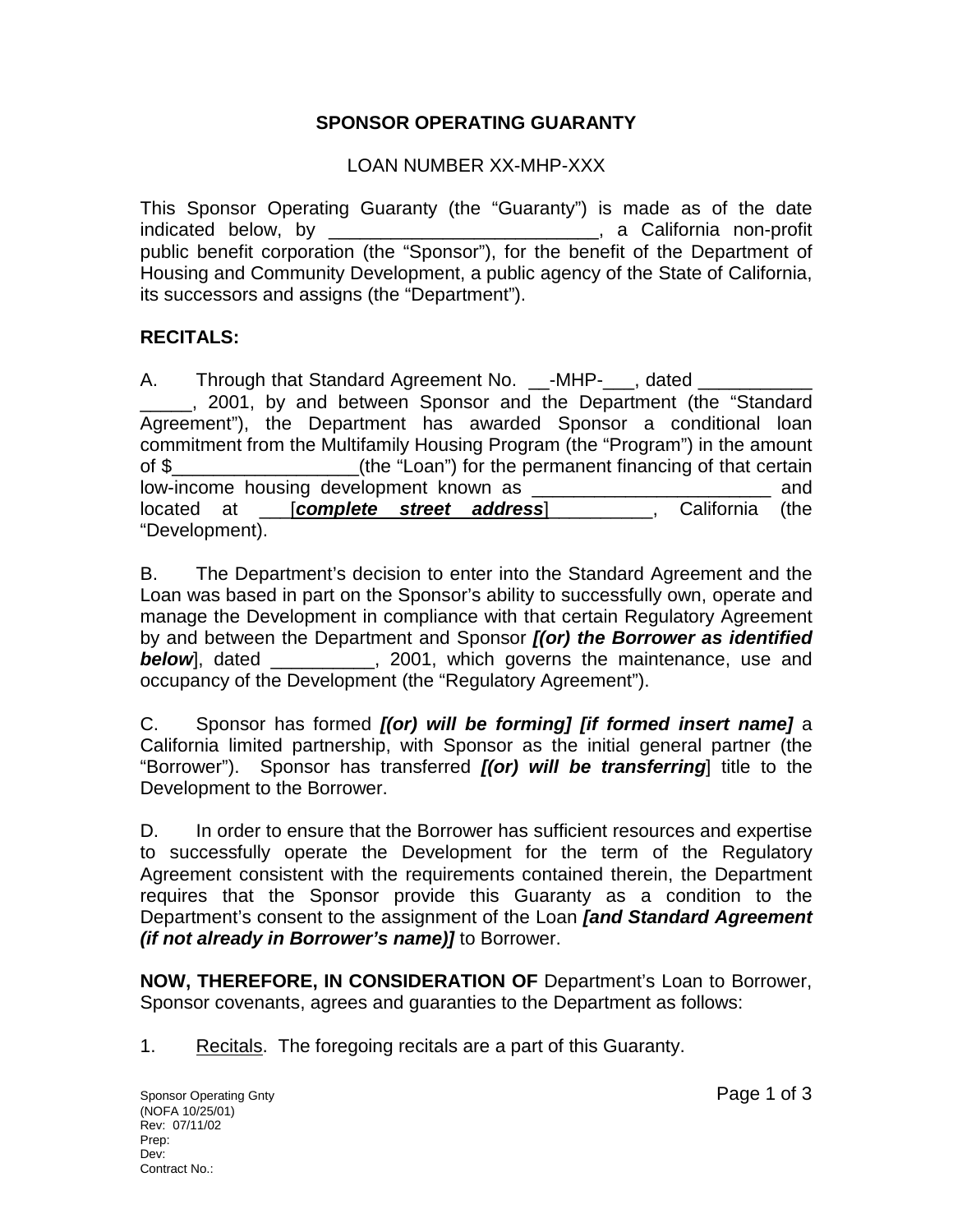# SPONSOR OPERATING GUARANTY

LOAN NUMBER XX-MHP-XXX

This Sponsor Operating Guaranty (the "Guaranty") is made as of the date indicated below, by __________________________, a California non-profit public benefit corporation (the "Sponsor"), for the benefit of the Department of Housing and Community Development, a public agency of the State of California, its successors and assigns (the "Department").

**RECITALS:**

A. Through that Standard Agreement No. __-MHP-___, dated ________________, 2001, by and between Sponsor and the Department (the "Standard Agreement"), the Department has awarded Sponsor a conditional loan commitment from the Multifamily Housing Program (the "Program") in the amount of $__________________(the "Loan") for the permanent financing of that certain low-income housing development known as ________________________ and located at ___[***complete street address***]__________, California (the "Development).

B. The Department's decision to enter into the Standard Agreement and the Loan was based in part on the Sponsor's ability to successfully own, operate and manage the Development in compliance with that certain Regulatory Agreement by and between the Department and Sponsor ***[(or) the Borrower as identified below***], dated __________, 2001, which governs the maintenance, use and occupancy of the Development (the "Regulatory Agreement").

C. Sponsor has formed ***[(or) will be forming] [if formed insert name]*** a California limited partnership, with Sponsor as the initial general partner (the "Borrower"). Sponsor has transferred ***[(or) will be transferring***] title to the Development to the Borrower.

D. In order to ensure that the Borrower has sufficient resources and expertise to successfully operate the Development for the term of the Regulatory Agreement consistent with the requirements contained therein, the Department requires that the Sponsor provide this Guaranty as a condition to the Department's consent to the assignment of the Loan ***[and Standard Agreement (if not already in Borrower's name)]*** to Borrower.

**NOW, THEREFORE, IN CONSIDERATION OF** Department's Loan to Borrower, Sponsor covenants, agrees and guaranties to the Department as follows:

1. Recitals. The foregoing recitals are a part of this Guaranty.

Sponsor Operating Gnty
(NOFA 10/25/01)
Rev: 07/11/02
Prep:
Dev:
Contract No.: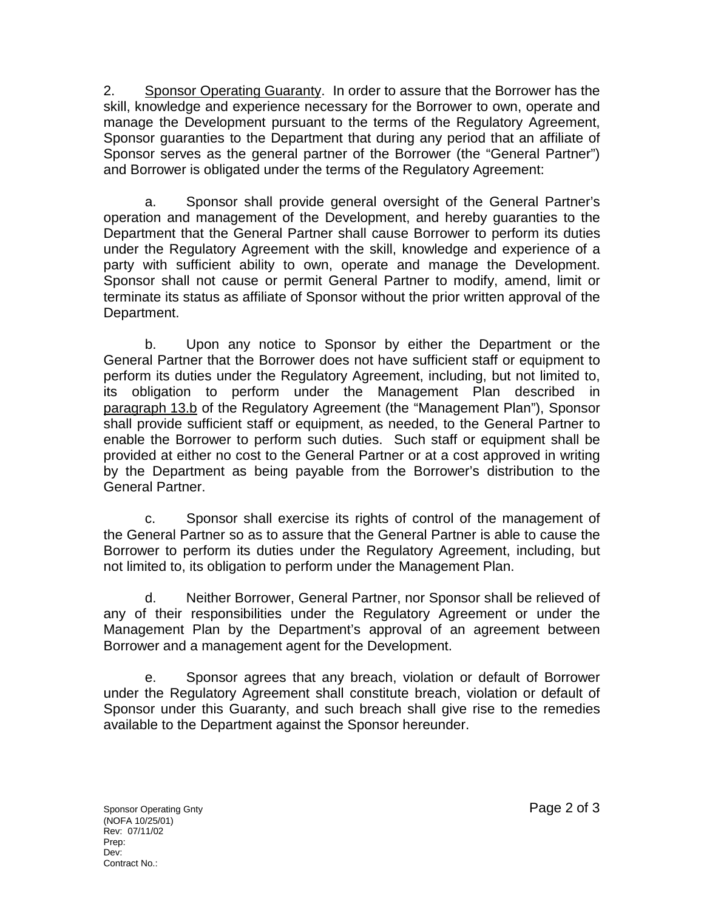2. Sponsor Operating Guaranty. In order to assure that the Borrower has the skill, knowledge and experience necessary for the Borrower to own, operate and manage the Development pursuant to the terms of the Regulatory Agreement, Sponsor guaranties to the Department that during any period that an affiliate of Sponsor serves as the general partner of the Borrower (the "General Partner") and Borrower is obligated under the terms of the Regulatory Agreement:

a. Sponsor shall provide general oversight of the General Partner's operation and management of the Development, and hereby guaranties to the Department that the General Partner shall cause Borrower to perform its duties under the Regulatory Agreement with the skill, knowledge and experience of a party with sufficient ability to own, operate and manage the Development. Sponsor shall not cause or permit General Partner to modify, amend, limit or terminate its status as affiliate of Sponsor without the prior written approval of the Department.

b. Upon any notice to Sponsor by either the Department or the General Partner that the Borrower does not have sufficient staff or equipment to perform its duties under the Regulatory Agreement, including, but not limited to, its obligation to perform under the Management Plan described in paragraph 13.b of the Regulatory Agreement (the "Management Plan"), Sponsor shall provide sufficient staff or equipment, as needed, to the General Partner to enable the Borrower to perform such duties. Such staff or equipment shall be provided at either no cost to the General Partner or at a cost approved in writing by the Department as being payable from the Borrower's distribution to the General Partner.

c. Sponsor shall exercise its rights of control of the management of the General Partner so as to assure that the General Partner is able to cause the Borrower to perform its duties under the Regulatory Agreement, including, but not limited to, its obligation to perform under the Management Plan.

d. Neither Borrower, General Partner, nor Sponsor shall be relieved of any of their responsibilities under the Regulatory Agreement or under the Management Plan by the Department's approval of an agreement between Borrower and a management agent for the Development.

e. Sponsor agrees that any breach, violation or default of Borrower under the Regulatory Agreement shall constitute breach, violation or default of Sponsor under this Guaranty, and such breach shall give rise to the remedies available to the Department against the Sponsor hereunder.

Sponsor Operating Gnty
(NOFA 10/25/01)
Rev: 07/11/02
Prep:
Dev:
Contract No.: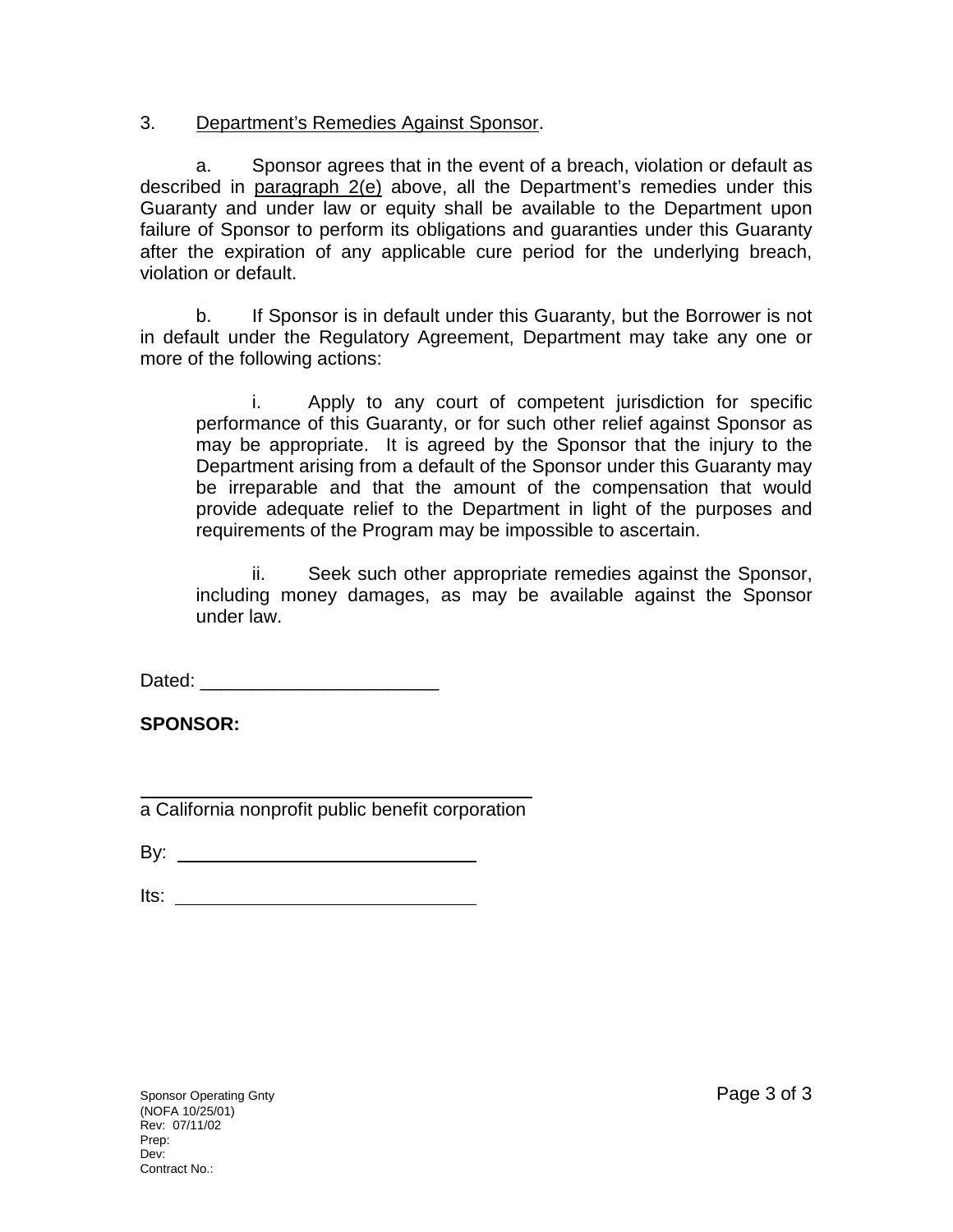3. Department's Remedies Against Sponsor.

a. Sponsor agrees that in the event of a breach, violation or default as described in paragraph 2(e) above, all the Department's remedies under this Guaranty and under law or equity shall be available to the Department upon failure of Sponsor to perform its obligations and guaranties under this Guaranty after the expiration of any applicable cure period for the underlying breach, violation or default.

b. If Sponsor is in default under this Guaranty, but the Borrower is not in default under the Regulatory Agreement, Department may take any one or more of the following actions:

> i. Apply to any court of competent jurisdiction for specific performance of this Guaranty, or for such other relief against Sponsor as may be appropriate. It is agreed by the Sponsor that the injury to the Department arising from a default of the Sponsor under this Guaranty may be irreparable and that the amount of the compensation that would provide adequate relief to the Department in light of the purposes and requirements of the Program may be impossible to ascertain.
>
> ii. Seek such other appropriate remedies against the Sponsor, including money damages, as may be available against the Sponsor under law.

Dated: ______________________

**SPONSOR:**

______________________________________
a California nonprofit public benefit corporation

By: ______________________________

Its: ______________________________

Sponsor Operating Gnty
(NOFA 10/25/01)
Rev: 07/11/02
Prep:
Dev:
Contract No.: